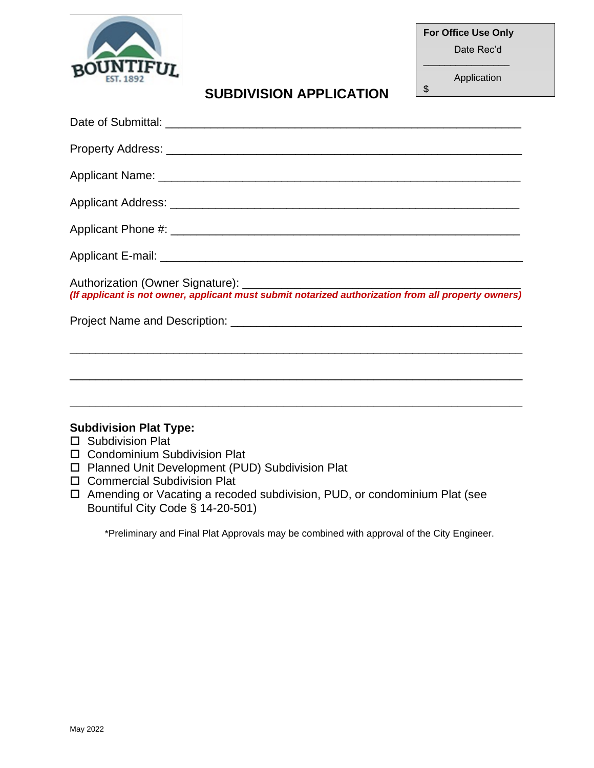BOUNTIFUL
EST. 1892

**For Office Use Only**

Date Rec'd

_______________

Application

$

# SUBDIVISION APPLICATION

Date of Submittal: ______________________________________________________

Property Address: ______________________________________________________

Applicant Name: _______________________________________________________

Applicant Address: _____________________________________________________

Applicant Phone #: _____________________________________________________

Applicant E-mail: _______________________________________________________

Authorization (Owner Signature): __________________________________________

***(If applicant is not owner, applicant must submit notarized authorization from all property owners)***

Project Name and Description: ____________________________________________

__________________________________________________________________________

__________________________________________________________________________

__________________________________________________________________________

**Subdivision Plat Type:**

- ☐ Subdivision Plat
- ☐ Condominium Subdivision Plat
- ☐ Planned Unit Development (PUD) Subdivision Plat
- ☐ Commercial Subdivision Plat
- ☐ Amending or Vacating a recoded subdivision, PUD, or condominium Plat (see Bountiful City Code § 14-20-501)

*Preliminary and Final Plat Approvals may be combined with approval of the City Engineer.

May 2022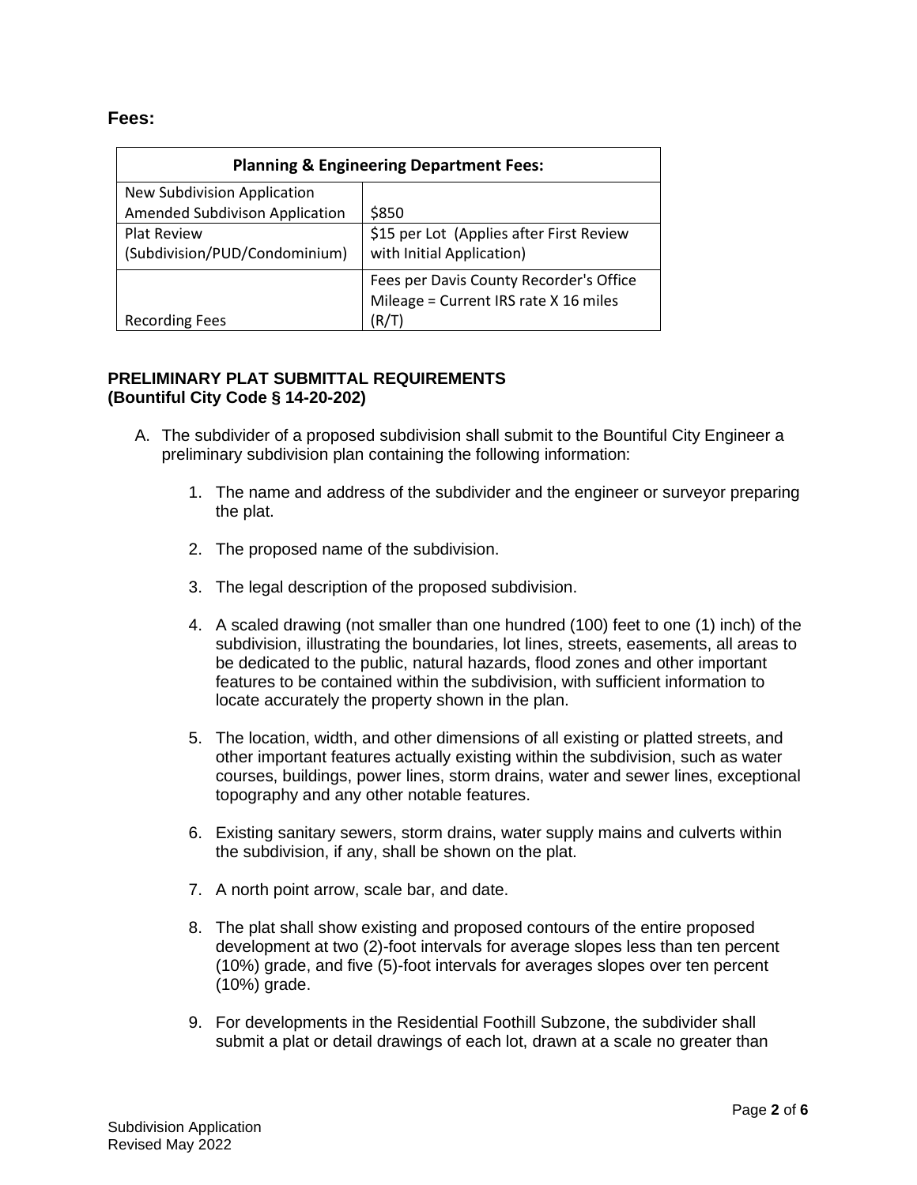**Fees:**

| Planning & Engineering Department Fees: | |
|---|---|
| New Subdivision Application<br>Amended Subdivison Application | $850 |
| Plat Review<br>(Subdivision/PUD/Condominium) | $15 per Lot (Applies after First Review with Initial Application) |
| Recording Fees | Fees per Davis County Recorder's Office<br>Mileage = Current IRS rate X 16 miles (R/T) |

**PRELIMINARY PLAT SUBMITTAL REQUIREMENTS**
**(Bountiful City Code § 14-20-202)**

A. The subdivider of a proposed subdivision shall submit to the Bountiful City Engineer a preliminary subdivision plan containing the following information:

   1. The name and address of the subdivider and the engineer or surveyor preparing the plat.

   2. The proposed name of the subdivision.

   3. The legal description of the proposed subdivision.

   4. A scaled drawing (not smaller than one hundred (100) feet to one (1) inch) of the subdivision, illustrating the boundaries, lot lines, streets, easements, all areas to be dedicated to the public, natural hazards, flood zones and other important features to be contained within the subdivision, with sufficient information to locate accurately the property shown in the plan.

   5. The location, width, and other dimensions of all existing or platted streets, and other important features actually existing within the subdivision, such as water courses, buildings, power lines, storm drains, water and sewer lines, exceptional topography and any other notable features.

   6. Existing sanitary sewers, storm drains, water supply mains and culverts within the subdivision, if any, shall be shown on the plat.

   7. A north point arrow, scale bar, and date.

   8. The plat shall show existing and proposed contours of the entire proposed development at two (2)-foot intervals for average slopes less than ten percent (10%) grade, and five (5)-foot intervals for averages slopes over ten percent (10%) grade.

   9. For developments in the Residential Foothill Subzone, the subdivider shall submit a plat or detail drawings of each lot, drawn at a scale no greater than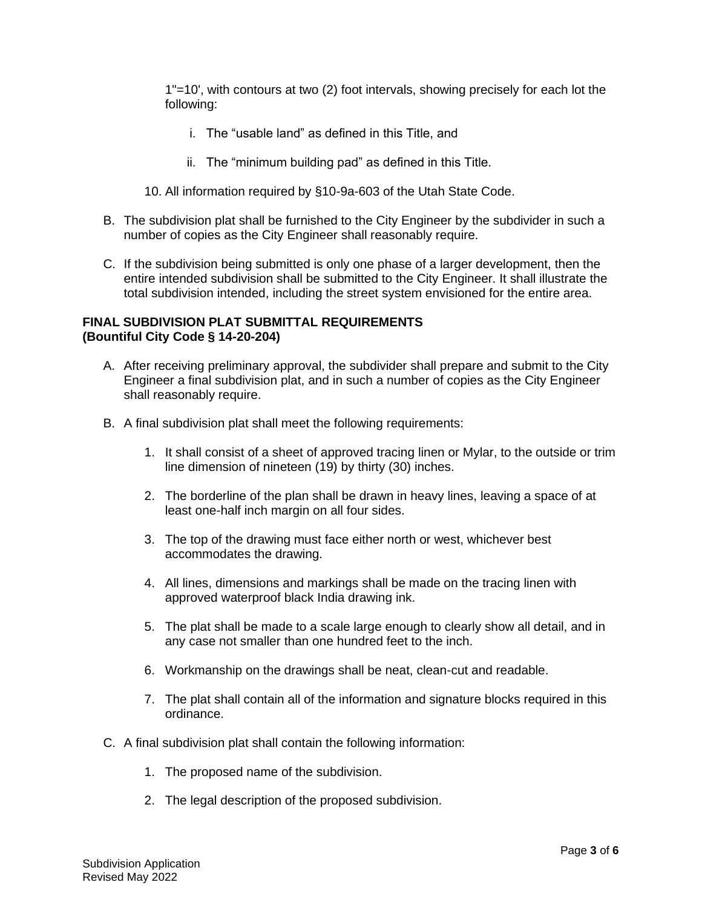1"=10', with contours at two (2) foot intervals, showing precisely for each lot the following:

   i. The "usable land" as defined in this Title, and

   ii. The "minimum building pad" as defined in this Title.

10. All information required by §10-9a-603 of the Utah State Code.

B. The subdivision plat shall be furnished to the City Engineer by the subdivider in such a number of copies as the City Engineer shall reasonably require.

C. If the subdivision being submitted is only one phase of a larger development, then the entire intended subdivision shall be submitted to the City Engineer. It shall illustrate the total subdivision intended, including the street system envisioned for the entire area.

**FINAL SUBDIVISION PLAT SUBMITTAL REQUIREMENTS**
**(Bountiful City Code § 14-20-204)**

A. After receiving preliminary approval, the subdivider shall prepare and submit to the City Engineer a final subdivision plat, and in such a number of copies as the City Engineer shall reasonably require.

B. A final subdivision plat shall meet the following requirements:

   1. It shall consist of a sheet of approved tracing linen or Mylar, to the outside or trim line dimension of nineteen (19) by thirty (30) inches.

   2. The borderline of the plan shall be drawn in heavy lines, leaving a space of at least one-half inch margin on all four sides.

   3. The top of the drawing must face either north or west, whichever best accommodates the drawing.

   4. All lines, dimensions and markings shall be made on the tracing linen with approved waterproof black India drawing ink.

   5. The plat shall be made to a scale large enough to clearly show all detail, and in any case not smaller than one hundred feet to the inch.

   6. Workmanship on the drawings shall be neat, clean-cut and readable.

   7. The plat shall contain all of the information and signature blocks required in this ordinance.

C. A final subdivision plat shall contain the following information:

   1. The proposed name of the subdivision.

   2. The legal description of the proposed subdivision.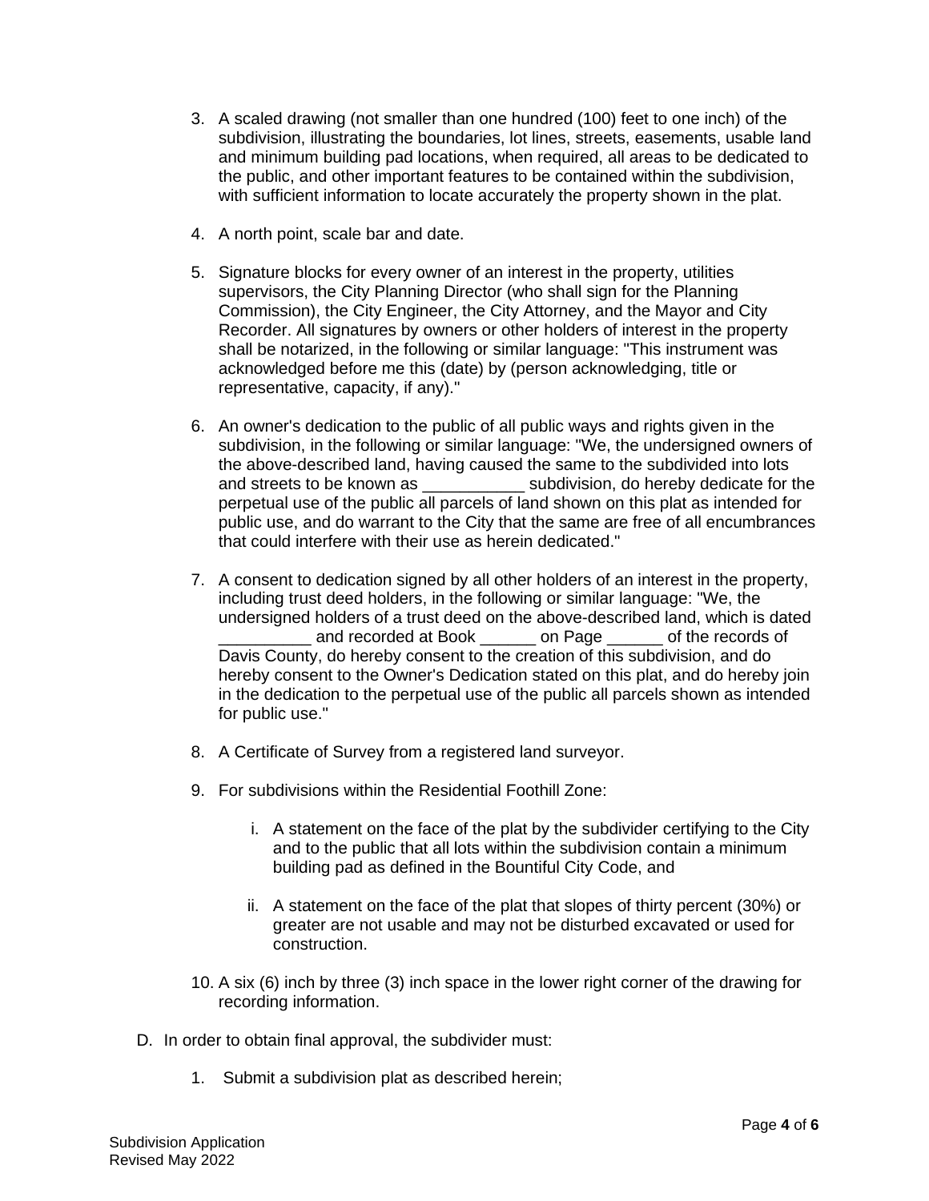3. A scaled drawing (not smaller than one hundred (100) feet to one inch) of the subdivision, illustrating the boundaries, lot lines, streets, easements, usable land and minimum building pad locations, when required, all areas to be dedicated to the public, and other important features to be contained within the subdivision, with sufficient information to locate accurately the property shown in the plat.

4. A north point, scale bar and date.

5. Signature blocks for every owner of an interest in the property, utilities supervisors, the City Planning Director (who shall sign for the Planning Commission), the City Engineer, the City Attorney, and the Mayor and City Recorder. All signatures by owners or other holders of interest in the property shall be notarized, in the following or similar language: "This instrument was acknowledged before me this (date) by (person acknowledging, title or representative, capacity, if any)."

6. An owner's dedication to the public of all public ways and rights given in the subdivision, in the following or similar language: "We, the undersigned owners of the above-described land, having caused the same to the subdivided into lots and streets to be known as ___________ subdivision, do hereby dedicate for the perpetual use of the public all parcels of land shown on this plat as intended for public use, and do warrant to the City that the same are free of all encumbrances that could interfere with their use as herein dedicated."

7. A consent to dedication signed by all other holders of an interest in the property, including trust deed holders, in the following or similar language: "We, the undersigned holders of a trust deed on the above-described land, which is dated __________ and recorded at Book ______ on Page ______ of the records of Davis County, do hereby consent to the creation of this subdivision, and do hereby consent to the Owner's Dedication stated on this plat, and do hereby join in the dedication to the perpetual use of the public all parcels shown as intended for public use."

8. A Certificate of Survey from a registered land surveyor.

9. For subdivisions within the Residential Foothill Zone:

    i. A statement on the face of the plat by the subdivider certifying to the City and to the public that all lots within the subdivision contain a minimum building pad as defined in the Bountiful City Code, and

    ii. A statement on the face of the plat that slopes of thirty percent (30%) or greater are not usable and may not be disturbed excavated or used for construction.

10. A six (6) inch by three (3) inch space in the lower right corner of the drawing for recording information.

D. In order to obtain final approval, the subdivider must:

    1. Submit a subdivision plat as described herein;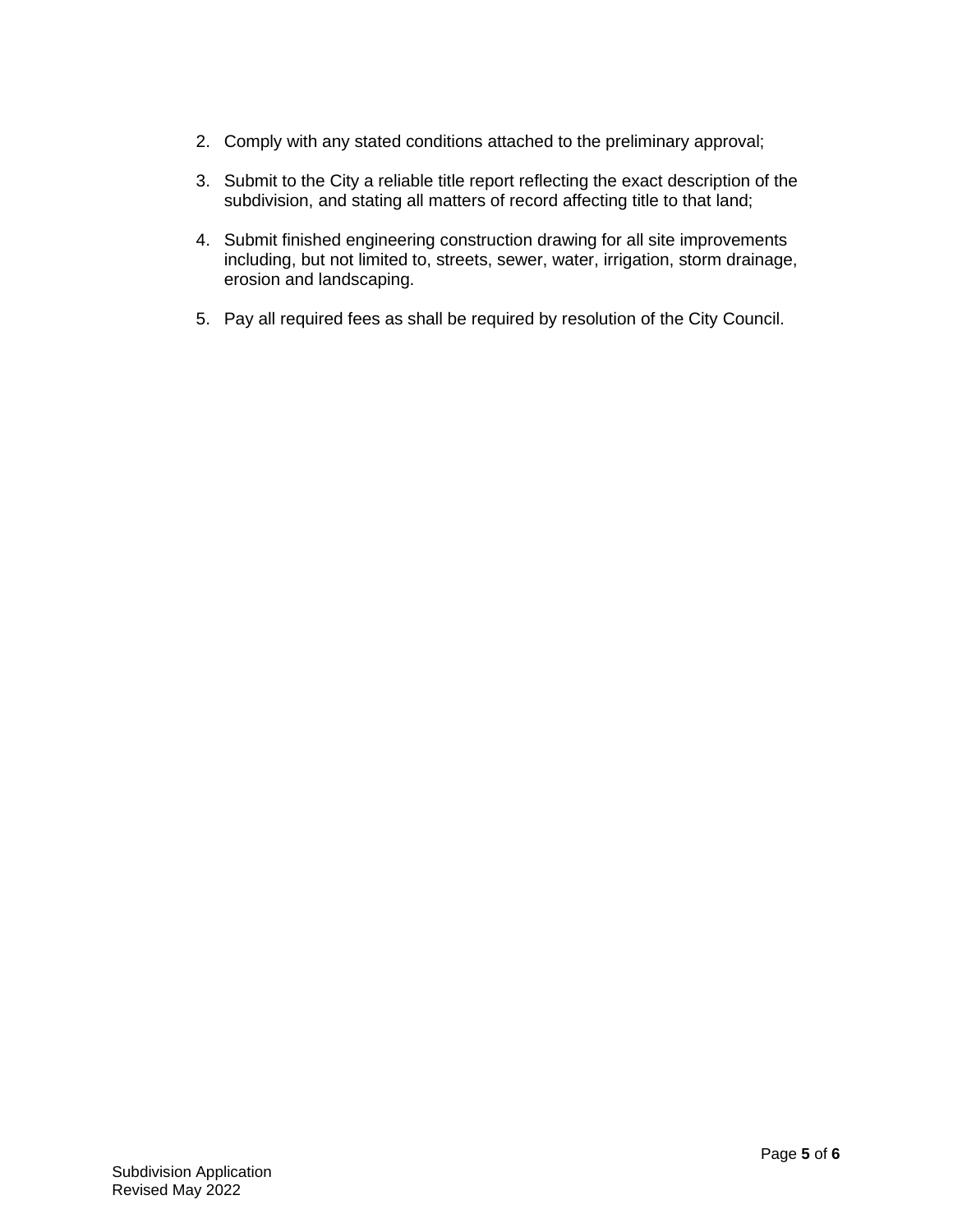2. Comply with any stated conditions attached to the preliminary approval;

3. Submit to the City a reliable title report reflecting the exact description of the subdivision, and stating all matters of record affecting title to that land;

4. Submit finished engineering construction drawing for all site improvements including, but not limited to, streets, sewer, water, irrigation, storm drainage, erosion and landscaping.

5. Pay all required fees as shall be required by resolution of the City Council.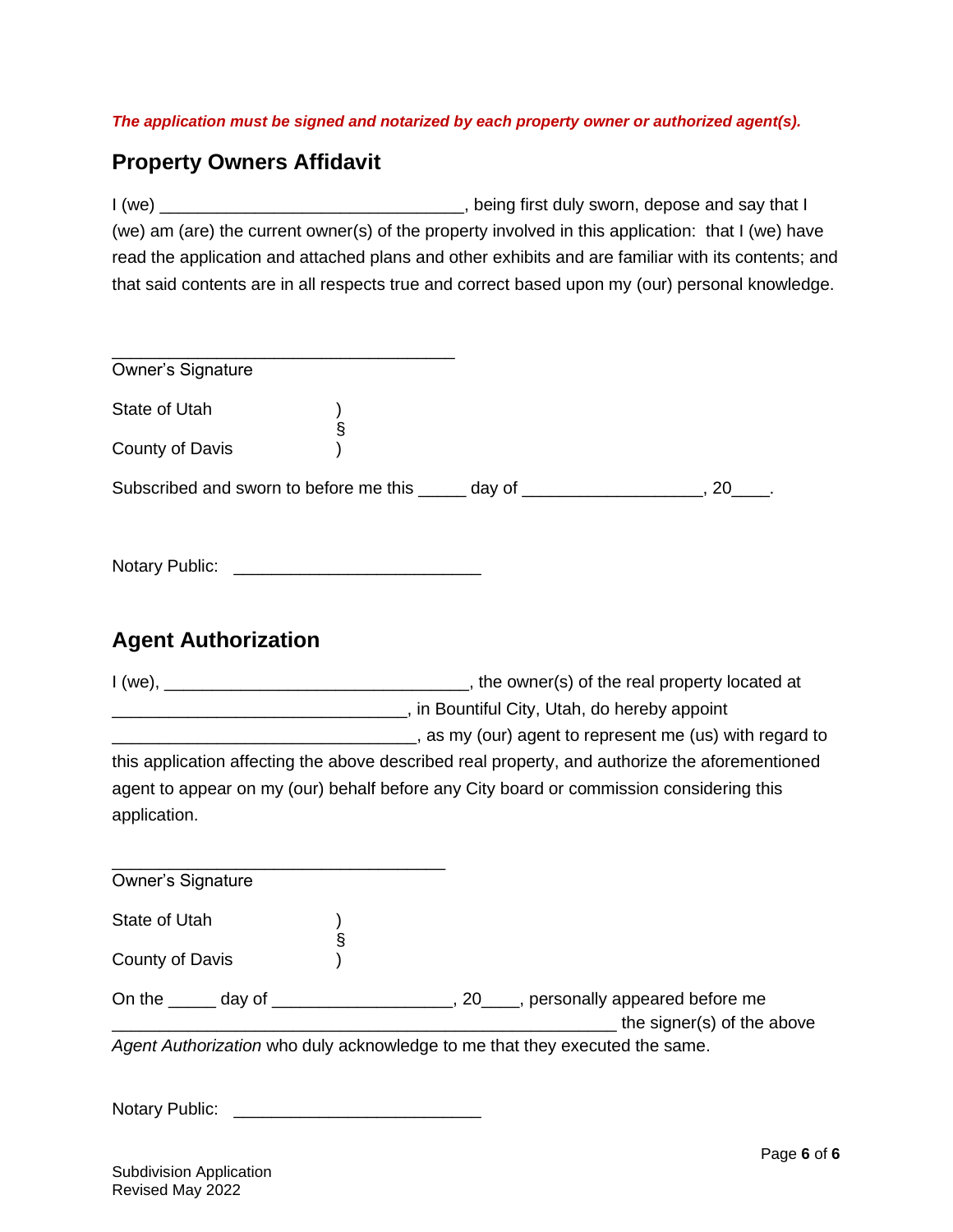***The application must be signed and notarized by each property owner or authorized agent(s).***

## Property Owners Affidavit

I (we) ________________________________, being first duly sworn, depose and say that I (we) am (are) the current owner(s) of the property involved in this application: that I (we) have read the application and attached plans and other exhibits and are familiar with its contents; and that said contents are in all respects true and correct based upon my (our) personal knowledge.

____________________________________
Owner's Signature

State of Utah )
§
County of Davis )

Subscribed and sworn to before me this _____ day of ___________________, 20____.

Notary Public: __________________________

## Agent Authorization

I (we), ________________________________, the owner(s) of the real property located at ______________________________, in Bountiful City, Utah, do hereby appoint ________________________________, as my (our) agent to represent me (us) with regard to this application affecting the above described real property, and authorize the aforementioned agent to appear on my (our) behalf before any City board or commission considering this application.

___________________________________
Owner's Signature

State of Utah )
§
County of Davis )

On the _____ day of ___________________, 20____, personally appeared before me _____________________________________________________ the signer(s) of the above *Agent Authorization* who duly acknowledge to me that they executed the same.

Notary Public: __________________________

Subdivision Application
Revised May 2022